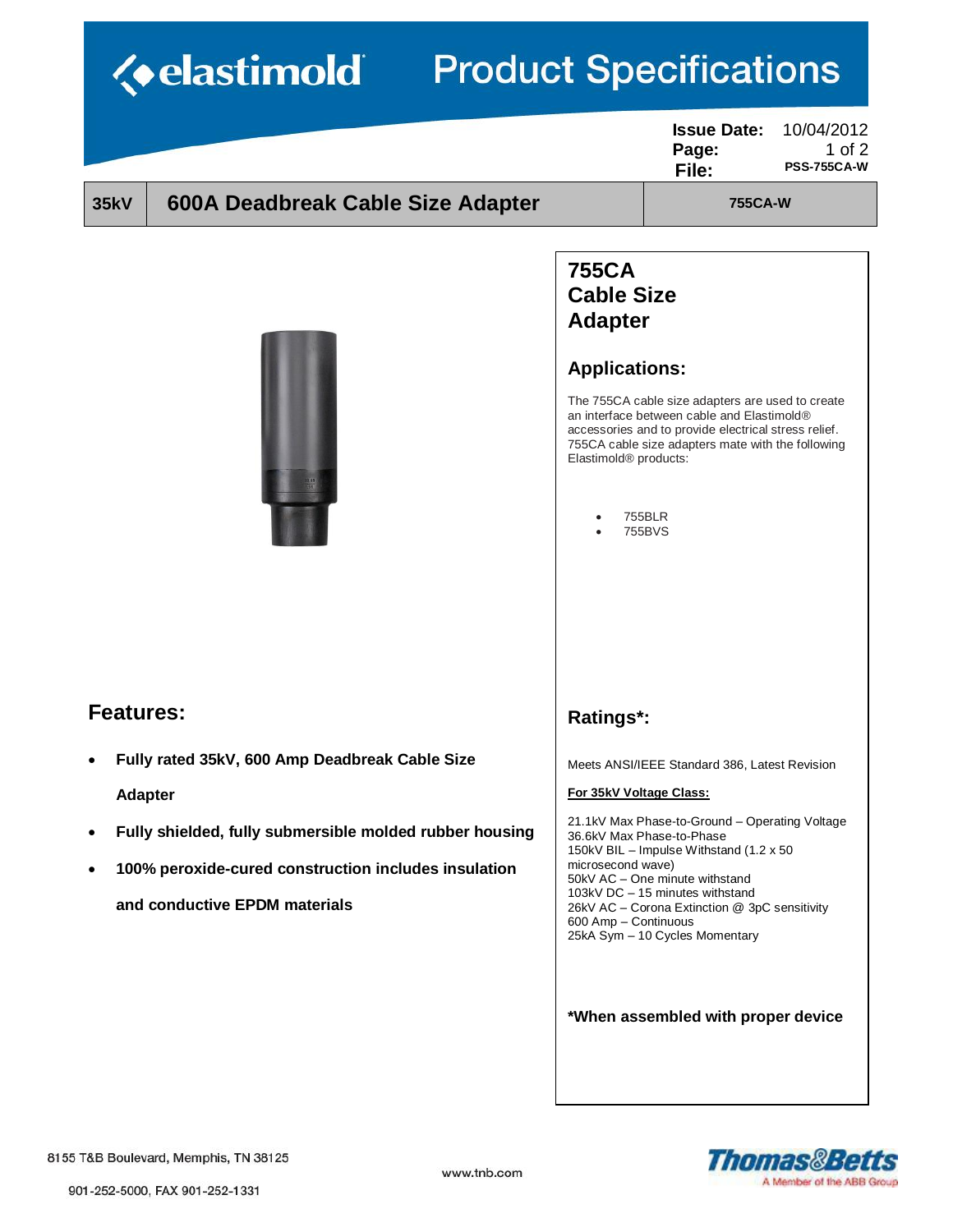# Product Specifications

**Issue Date:** 10/04/2012
**File:** PSS-755CA-W

| 35kV | 600A Deadbreak Cable Size Adapter | 755CA-W |
|---|---|---|

## 755CA Cable Size Adapter

### Applications:

The 755CA cable size adapters are used to create an interface between cable and Elastimold® accessories and to provide electrical stress relief. 755CA cable size adapters mate with the following Elastimold® products:

- 755BLR
- 755BVS

### Features:

- **Fully rated 35kV, 600 Amp Deadbreak Cable Size Adapter**
- **Fully shielded, fully submersible molded rubber housing**
- **100% peroxide-cured construction includes insulation and conductive EPDM materials**

### Ratings*:

Meets ANSI/IEEE Standard 386, Latest Revision

**For 35kV Voltage Class:**

21.1kV Max Phase-to-Ground – Operating Voltage
36.6kV Max Phase-to-Phase
150kV BIL – Impulse Withstand (1.2 x 50 microsecond wave)
50kV AC – One minute withstand
103kV DC – 15 minutes withstand
26kV AC – Corona Extinction @ 3pC sensitivity
600 Amp – Continuous
25kA Sym – 10 Cycles Momentary

***When assembled with proper device**

8155 T&B Boulevard, Memphis, TN 38125
901-252-5000, FAX 901-252-1331
www.tnb.com

Thomas&Betts — A Member of the ABB Group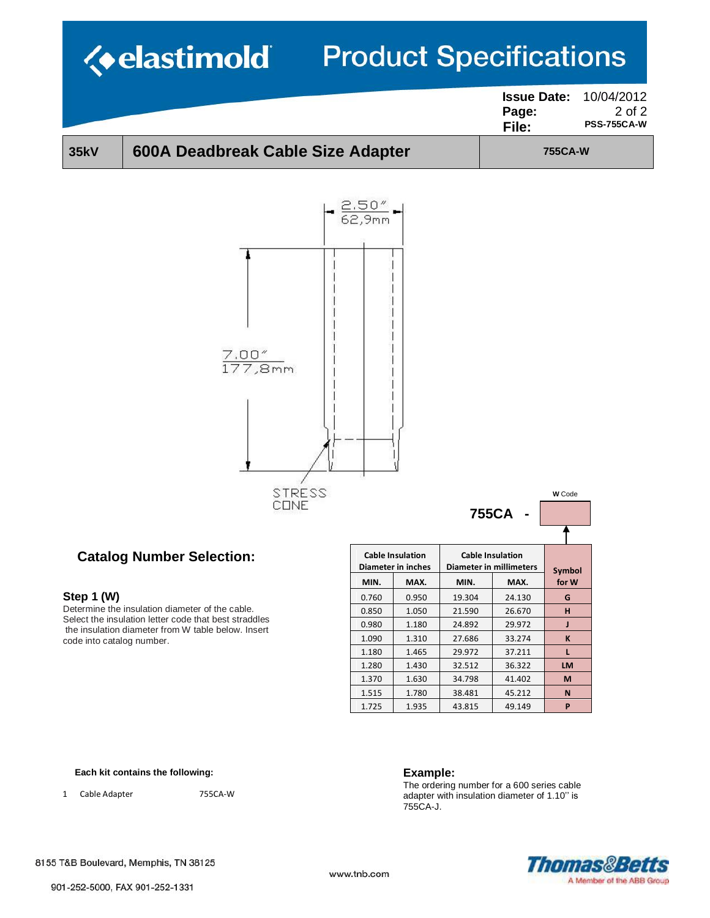# elastimold Product Specifications

**Issue Date:** 10/04/2012
**File:** PSS-755CA-W

| 35kV | 600A Deadbreak Cable Size Adapter | 755CA-W |
|---|---|---|

2.50"
62,9mm

7.00"
177,8mm

STRESS CONE

755CA - [W Code]

## Catalog Number Selection:

### Step 1 (W)

Determine the insulation diameter of the cable. Select the insulation letter code that best straddles the insulation diameter from W table below. Insert code into catalog number.

| Cable Insulation Diameter in inches | | Cable Insulation Diameter in millimeters | | Symbol for W |
|---|---|---|---|---|
| MIN. | MAX. | MIN. | MAX. | |
| 0.760 | 0.950 | 19.304 | 24.130 | G |
| 0.850 | 1.050 | 21.590 | 26.670 | H |
| 0.980 | 1.180 | 24.892 | 29.972 | J |
| 1.090 | 1.310 | 27.686 | 33.274 | K |
| 1.180 | 1.465 | 29.972 | 37.211 | L |
| 1.280 | 1.430 | 32.512 | 36.322 | LM |
| 1.370 | 1.630 | 34.798 | 41.402 | M |
| 1.515 | 1.780 | 38.481 | 45.212 | N |
| 1.725 | 1.935 | 43.815 | 49.149 | P |

**Each kit contains the following:**

| | | |
|---|---|---|
| 1 | Cable Adapter | 755CA-W |

### Example:

The ordering number for a 600 series cable adapter with insulation diameter of 1.10'' is 755CA-J.

8155 T&B Boulevard, Memphis, TN 38125

901-252-5000, FAX 901-252-1331

www.tnb.com

Thomas&Betts
A Member of the ABB Group